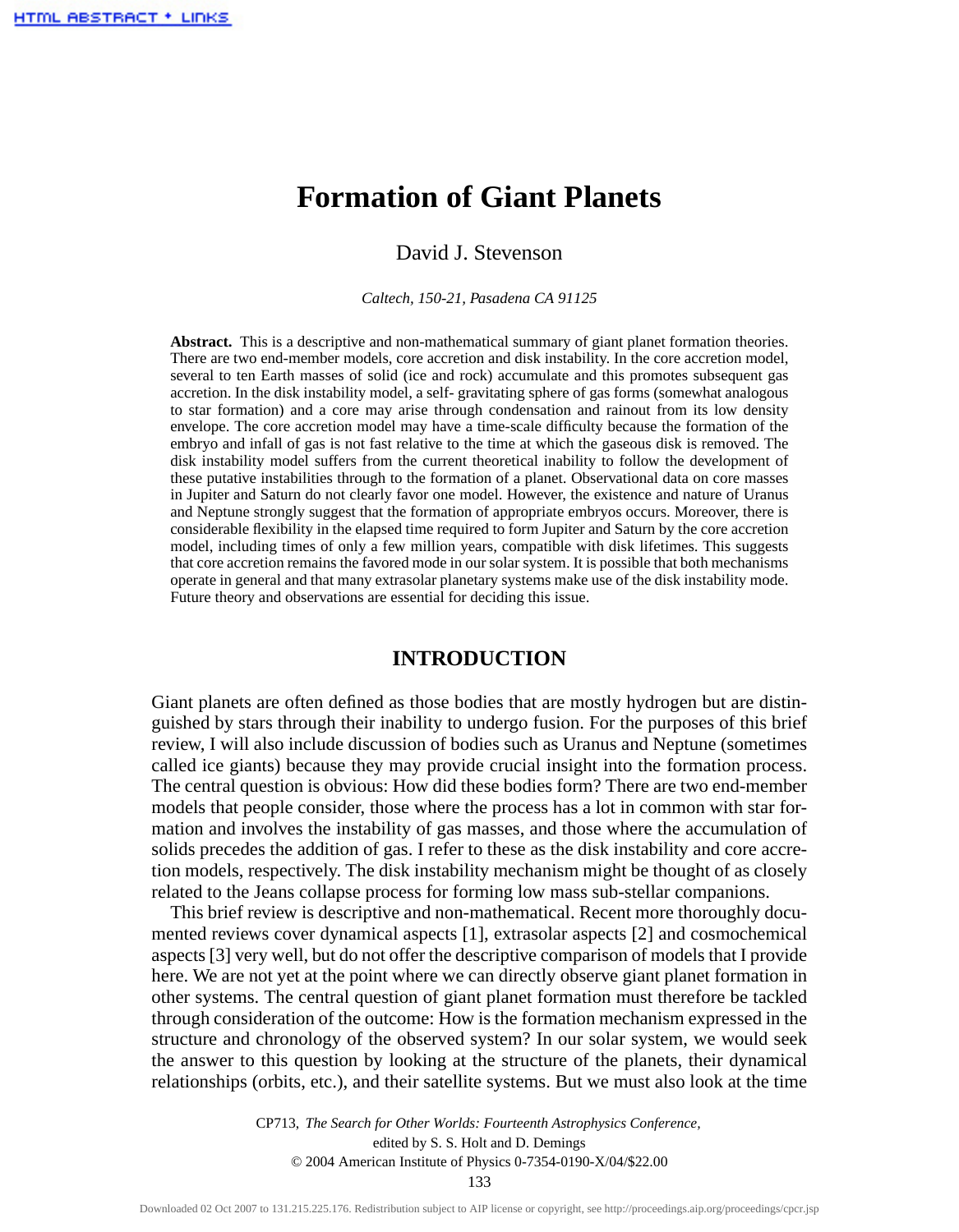# Formation of Giant Planets

David J. Stevenson

*Caltech, 150-21, Pasadena CA 91125*

**Abstract.** This is a descriptive and non-mathematical summary of giant planet formation theories. There are two end-member models, core accretion and disk instability. In the core accretion model, several to ten Earth masses of solid (ice and rock) accumulate and this promotes subsequent gas accretion. In the disk instability model, a self- gravitating sphere of gas forms (somewhat analogous to star formation) and a core may arise through condensation and rainout from its low density envelope. The core accretion model may have a time-scale difficulty because the formation of the embryo and infall of gas is not fast relative to the time at which the gaseous disk is removed. The disk instability model suffers from the current theoretical inability to follow the development of these putative instabilities through to the formation of a planet. Observational data on core masses in Jupiter and Saturn do not clearly favor one model. However, the existence and nature of Uranus and Neptune strongly suggest that the formation of appropriate embryos occurs. Moreover, there is considerable flexibility in the elapsed time required to form Jupiter and Saturn by the core accretion model, including times of only a few million years, compatible with disk lifetimes. This suggests that core accretion remains the favored mode in our solar system. It is possible that both mechanisms operate in general and that many extrasolar planetary systems make use of the disk instability mode. Future theory and observations are essential for deciding this issue.

## INTRODUCTION

Giant planets are often defined as those bodies that are mostly hydrogen but are distinguished by stars through their inability to undergo fusion. For the purposes of this brief review, I will also include discussion of bodies such as Uranus and Neptune (sometimes called ice giants) because they may provide crucial insight into the formation process. The central question is obvious: How did these bodies form? There are two end-member models that people consider, those where the process has a lot in common with star formation and involves the instability of gas masses, and those where the accumulation of solids precedes the addition of gas. I refer to these as the disk instability and core accretion models, respectively. The disk instability mechanism might be thought of as closely related to the Jeans collapse process for forming low mass sub-stellar companions.

This brief review is descriptive and non-mathematical. Recent more thoroughly documented reviews cover dynamical aspects [1], extrasolar aspects [2] and cosmochemical aspects [3] very well, but do not offer the descriptive comparison of models that I provide here. We are not yet at the point where we can directly observe giant planet formation in other systems. The central question of giant planet formation must therefore be tackled through consideration of the outcome: How is the formation mechanism expressed in the structure and chronology of the observed system? In our solar system, we would seek the answer to this question by looking at the structure of the planets, their dynamical relationships (orbits, etc.), and their satellite systems. But we must also look at the time

CP713, *The Search for Other Worlds: Fourteenth Astrophysics Conference*, edited by S. S. Holt and D. Demings
© 2004 American Institute of Physics 0-7354-0190-X/04/$22.00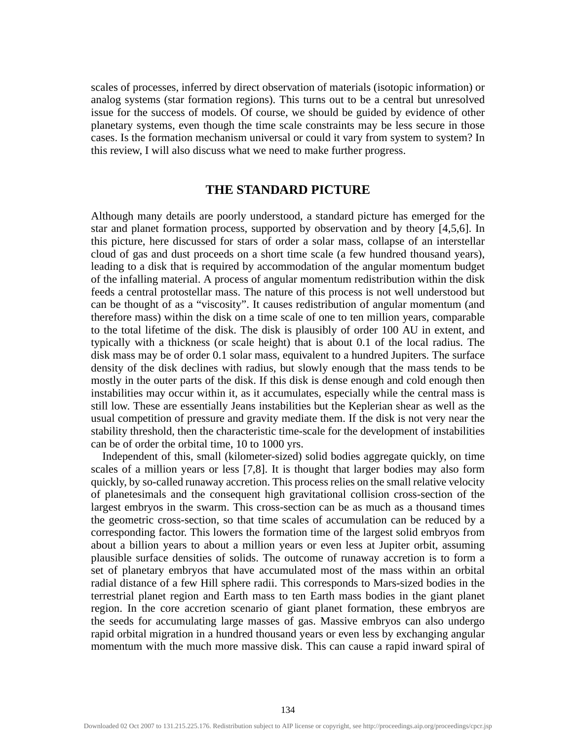scales of processes, inferred by direct observation of materials (isotopic information) or analog systems (star formation regions). This turns out to be a central but unresolved issue for the success of models. Of course, we should be guided by evidence of other planetary systems, even though the time scale constraints may be less secure in those cases. Is the formation mechanism universal or could it vary from system to system? In this review, I will also discuss what we need to make further progress.

## THE STANDARD PICTURE

Although many details are poorly understood, a standard picture has emerged for the star and planet formation process, supported by observation and by theory [4,5,6]. In this picture, here discussed for stars of order a solar mass, collapse of an interstellar cloud of gas and dust proceeds on a short time scale (a few hundred thousand years), leading to a disk that is required by accommodation of the angular momentum budget of the infalling material. A process of angular momentum redistribution within the disk feeds a central protostellar mass. The nature of this process is not well understood but can be thought of as a "viscosity". It causes redistribution of angular momentum (and therefore mass) within the disk on a time scale of one to ten million years, comparable to the total lifetime of the disk. The disk is plausibly of order 100 AU in extent, and typically with a thickness (or scale height) that is about 0.1 of the local radius. The disk mass may be of order 0.1 solar mass, equivalent to a hundred Jupiters. The surface density of the disk declines with radius, but slowly enough that the mass tends to be mostly in the outer parts of the disk. If this disk is dense enough and cold enough then instabilities may occur within it, as it accumulates, especially while the central mass is still low. These are essentially Jeans instabilities but the Keplerian shear as well as the usual competition of pressure and gravity mediate them. If the disk is not very near the stability threshold, then the characteristic time-scale for the development of instabilities can be of order the orbital time, 10 to 1000 yrs.

Independent of this, small (kilometer-sized) solid bodies aggregate quickly, on time scales of a million years or less [7,8]. It is thought that larger bodies may also form quickly, by so-called runaway accretion. This process relies on the small relative velocity of planetesimals and the consequent high gravitational collision cross-section of the largest embryos in the swarm. This cross-section can be as much as a thousand times the geometric cross-section, so that time scales of accumulation can be reduced by a corresponding factor. This lowers the formation time of the largest solid embryos from about a billion years to about a million years or even less at Jupiter orbit, assuming plausible surface densities of solids. The outcome of runaway accretion is to form a set of planetary embryos that have accumulated most of the mass within an orbital radial distance of a few Hill sphere radii. This corresponds to Mars-sized bodies in the terrestrial planet region and Earth mass to ten Earth mass bodies in the giant planet region. In the core accretion scenario of giant planet formation, these embryos are the seeds for accumulating large masses of gas. Massive embryos can also undergo rapid orbital migration in a hundred thousand years or even less by exchanging angular momentum with the much more massive disk. This can cause a rapid inward spiral of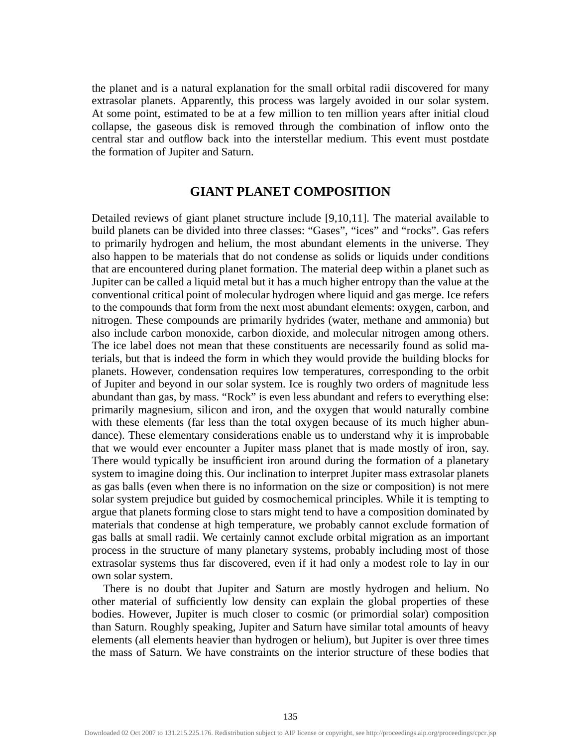the planet and is a natural explanation for the small orbital radii discovered for many extrasolar planets. Apparently, this process was largely avoided in our solar system. At some point, estimated to be at a few million to ten million years after initial cloud collapse, the gaseous disk is removed through the combination of inflow onto the central star and outflow back into the interstellar medium. This event must postdate the formation of Jupiter and Saturn.

## GIANT PLANET COMPOSITION

Detailed reviews of giant planet structure include [9,10,11]. The material available to build planets can be divided into three classes: "Gases", "ices" and "rocks". Gas refers to primarily hydrogen and helium, the most abundant elements in the universe. They also happen to be materials that do not condense as solids or liquids under conditions that are encountered during planet formation. The material deep within a planet such as Jupiter can be called a liquid metal but it has a much higher entropy than the value at the conventional critical point of molecular hydrogen where liquid and gas merge. Ice refers to the compounds that form from the next most abundant elements: oxygen, carbon, and nitrogen. These compounds are primarily hydrides (water, methane and ammonia) but also include carbon monoxide, carbon dioxide, and molecular nitrogen among others. The ice label does not mean that these constituents are necessarily found as solid materials, but that is indeed the form in which they would provide the building blocks for planets. However, condensation requires low temperatures, corresponding to the orbit of Jupiter and beyond in our solar system. Ice is roughly two orders of magnitude less abundant than gas, by mass. "Rock" is even less abundant and refers to everything else: primarily magnesium, silicon and iron, and the oxygen that would naturally combine with these elements (far less than the total oxygen because of its much higher abundance). These elementary considerations enable us to understand why it is improbable that we would ever encounter a Jupiter mass planet that is made mostly of iron, say. There would typically be insufficient iron around during the formation of a planetary system to imagine doing this. Our inclination to interpret Jupiter mass extrasolar planets as gas balls (even when there is no information on the size or composition) is not mere solar system prejudice but guided by cosmochemical principles. While it is tempting to argue that planets forming close to stars might tend to have a composition dominated by materials that condense at high temperature, we probably cannot exclude formation of gas balls at small radii. We certainly cannot exclude orbital migration as an important process in the structure of many planetary systems, probably including most of those extrasolar systems thus far discovered, even if it had only a modest role to lay in our own solar system.

There is no doubt that Jupiter and Saturn are mostly hydrogen and helium. No other material of sufficiently low density can explain the global properties of these bodies. However, Jupiter is much closer to cosmic (or primordial solar) composition than Saturn. Roughly speaking, Jupiter and Saturn have similar total amounts of heavy elements (all elements heavier than hydrogen or helium), but Jupiter is over three times the mass of Saturn. We have constraints on the interior structure of these bodies that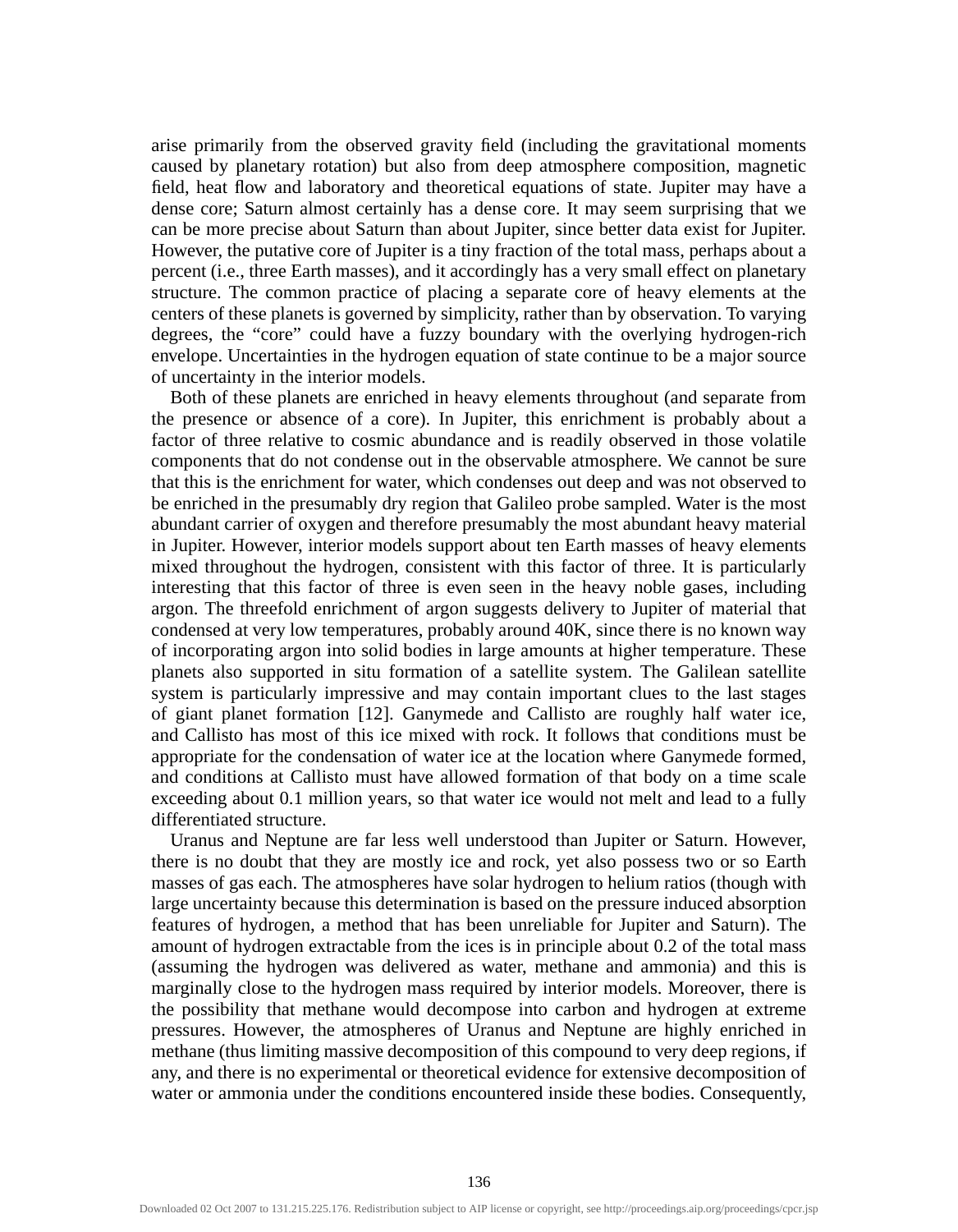arise primarily from the observed gravity field (including the gravitational moments caused by planetary rotation) but also from deep atmosphere composition, magnetic field, heat flow and laboratory and theoretical equations of state. Jupiter may have a dense core; Saturn almost certainly has a dense core. It may seem surprising that we can be more precise about Saturn than about Jupiter, since better data exist for Jupiter. However, the putative core of Jupiter is a tiny fraction of the total mass, perhaps about a percent (i.e., three Earth masses), and it accordingly has a very small effect on planetary structure. The common practice of placing a separate core of heavy elements at the centers of these planets is governed by simplicity, rather than by observation. To varying degrees, the "core" could have a fuzzy boundary with the overlying hydrogen-rich envelope. Uncertainties in the hydrogen equation of state continue to be a major source of uncertainty in the interior models.

Both of these planets are enriched in heavy elements throughout (and separate from the presence or absence of a core). In Jupiter, this enrichment is probably about a factor of three relative to cosmic abundance and is readily observed in those volatile components that do not condense out in the observable atmosphere. We cannot be sure that this is the enrichment for water, which condenses out deep and was not observed to be enriched in the presumably dry region that Galileo probe sampled. Water is the most abundant carrier of oxygen and therefore presumably the most abundant heavy material in Jupiter. However, interior models support about ten Earth masses of heavy elements mixed throughout the hydrogen, consistent with this factor of three. It is particularly interesting that this factor of three is even seen in the heavy noble gases, including argon. The threefold enrichment of argon suggests delivery to Jupiter of material that condensed at very low temperatures, probably around 40K, since there is no known way of incorporating argon into solid bodies in large amounts at higher temperature. These planets also supported in situ formation of a satellite system. The Galilean satellite system is particularly impressive and may contain important clues to the last stages of giant planet formation [12]. Ganymede and Callisto are roughly half water ice, and Callisto has most of this ice mixed with rock. It follows that conditions must be appropriate for the condensation of water ice at the location where Ganymede formed, and conditions at Callisto must have allowed formation of that body on a time scale exceeding about 0.1 million years, so that water ice would not melt and lead to a fully differentiated structure.

Uranus and Neptune are far less well understood than Jupiter or Saturn. However, there is no doubt that they are mostly ice and rock, yet also possess two or so Earth masses of gas each. The atmospheres have solar hydrogen to helium ratios (though with large uncertainty because this determination is based on the pressure induced absorption features of hydrogen, a method that has been unreliable for Jupiter and Saturn). The amount of hydrogen extractable from the ices is in principle about 0.2 of the total mass (assuming the hydrogen was delivered as water, methane and ammonia) and this is marginally close to the hydrogen mass required by interior models. Moreover, there is the possibility that methane would decompose into carbon and hydrogen at extreme pressures. However, the atmospheres of Uranus and Neptune are highly enriched in methane (thus limiting massive decomposition of this compound to very deep regions, if any, and there is no experimental or theoretical evidence for extensive decomposition of water or ammonia under the conditions encountered inside these bodies. Consequently,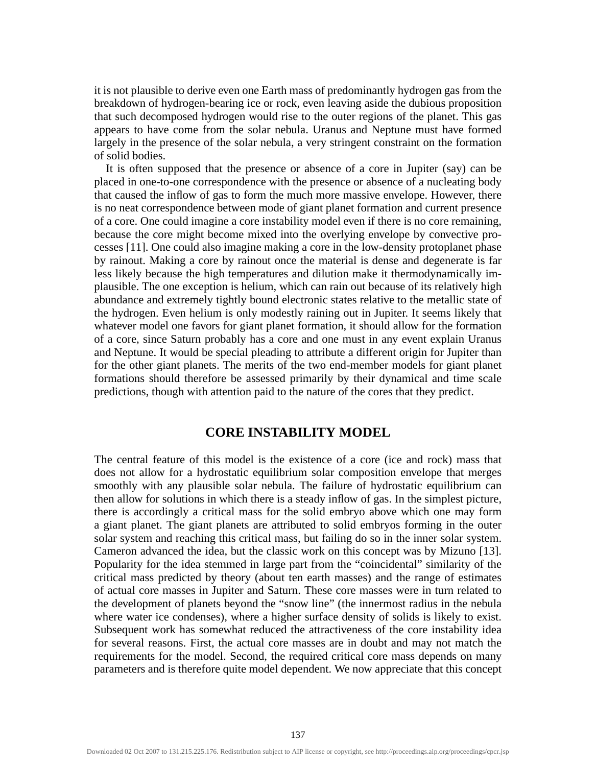it is not plausible to derive even one Earth mass of predominantly hydrogen gas from the breakdown of hydrogen-bearing ice or rock, even leaving aside the dubious proposition that such decomposed hydrogen would rise to the outer regions of the planet. This gas appears to have come from the solar nebula. Uranus and Neptune must have formed largely in the presence of the solar nebula, a very stringent constraint on the formation of solid bodies.

It is often supposed that the presence or absence of a core in Jupiter (say) can be placed in one-to-one correspondence with the presence or absence of a nucleating body that caused the inflow of gas to form the much more massive envelope. However, there is no neat correspondence between mode of giant planet formation and current presence of a core. One could imagine a core instability model even if there is no core remaining, because the core might become mixed into the overlying envelope by convective processes [11]. One could also imagine making a core in the low-density protoplanet phase by rainout. Making a core by rainout once the material is dense and degenerate is far less likely because the high temperatures and dilution make it thermodynamically implausible. The one exception is helium, which can rain out because of its relatively high abundance and extremely tightly bound electronic states relative to the metallic state of the hydrogen. Even helium is only modestly raining out in Jupiter. It seems likely that whatever model one favors for giant planet formation, it should allow for the formation of a core, since Saturn probably has a core and one must in any event explain Uranus and Neptune. It would be special pleading to attribute a different origin for Jupiter than for the other giant planets. The merits of the two end-member models for giant planet formations should therefore be assessed primarily by their dynamical and time scale predictions, though with attention paid to the nature of the cores that they predict.

## CORE INSTABILITY MODEL

The central feature of this model is the existence of a core (ice and rock) mass that does not allow for a hydrostatic equilibrium solar composition envelope that merges smoothly with any plausible solar nebula. The failure of hydrostatic equilibrium can then allow for solutions in which there is a steady inflow of gas. In the simplest picture, there is accordingly a critical mass for the solid embryo above which one may form a giant planet. The giant planets are attributed to solid embryos forming in the outer solar system and reaching this critical mass, but failing do so in the inner solar system. Cameron advanced the idea, but the classic work on this concept was by Mizuno [13]. Popularity for the idea stemmed in large part from the "coincidental" similarity of the critical mass predicted by theory (about ten earth masses) and the range of estimates of actual core masses in Jupiter and Saturn. These core masses were in turn related to the development of planets beyond the "snow line" (the innermost radius in the nebula where water ice condenses), where a higher surface density of solids is likely to exist. Subsequent work has somewhat reduced the attractiveness of the core instability idea for several reasons. First, the actual core masses are in doubt and may not match the requirements for the model. Second, the required critical core mass depends on many parameters and is therefore quite model dependent. We now appreciate that this concept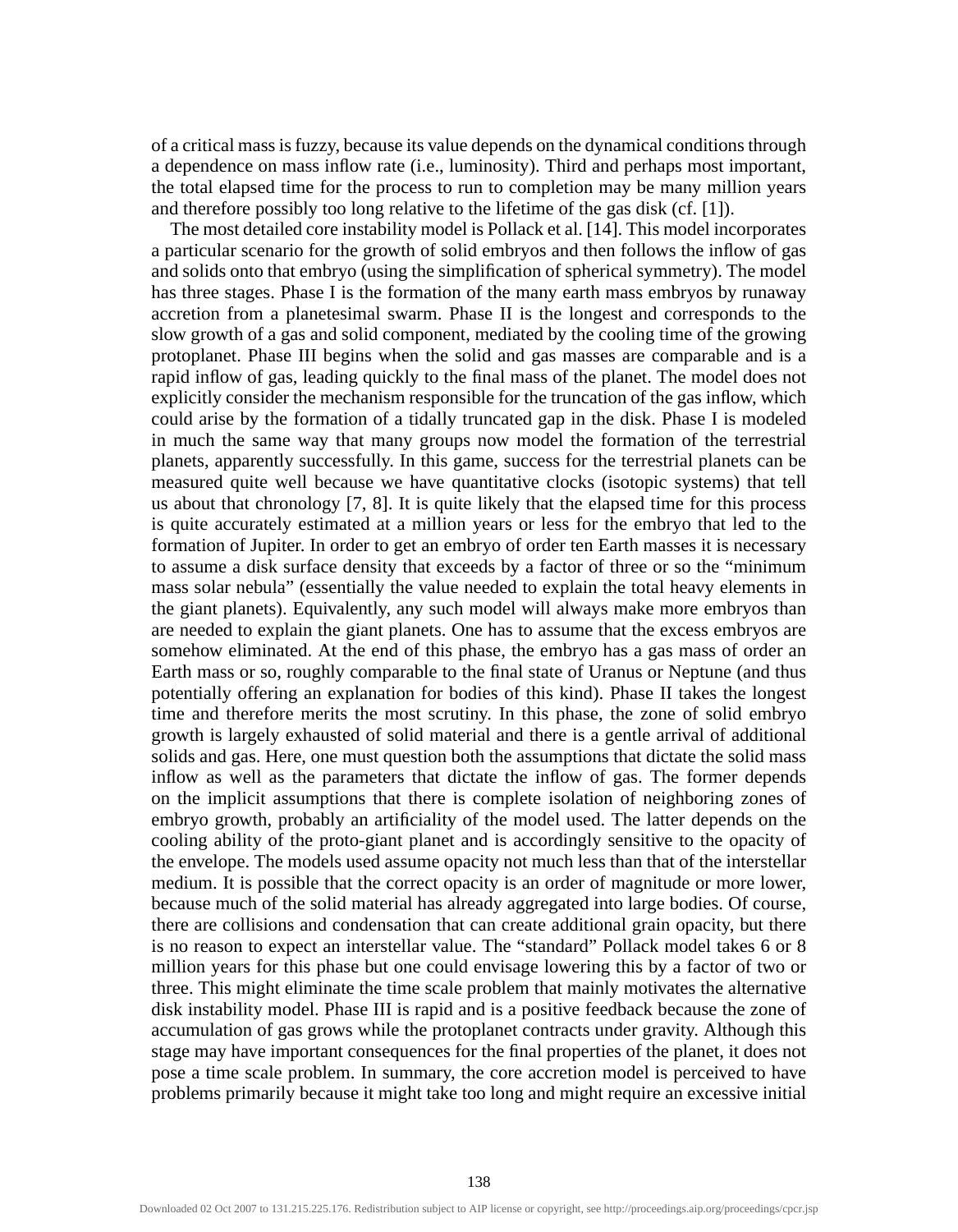of a critical mass is fuzzy, because its value depends on the dynamical conditions through a dependence on mass inflow rate (i.e., luminosity). Third and perhaps most important, the total elapsed time for the process to run to completion may be many million years and therefore possibly too long relative to the lifetime of the gas disk (cf. [1]).

The most detailed core instability model is Pollack et al. [14]. This model incorporates a particular scenario for the growth of solid embryos and then follows the inflow of gas and solids onto that embryo (using the simplification of spherical symmetry). The model has three stages. Phase I is the formation of the many earth mass embryos by runaway accretion from a planetesimal swarm. Phase II is the longest and corresponds to the slow growth of a gas and solid component, mediated by the cooling time of the growing protoplanet. Phase III begins when the solid and gas masses are comparable and is a rapid inflow of gas, leading quickly to the final mass of the planet. The model does not explicitly consider the mechanism responsible for the truncation of the gas inflow, which could arise by the formation of a tidally truncated gap in the disk. Phase I is modeled in much the same way that many groups now model the formation of the terrestrial planets, apparently successfully. In this game, success for the terrestrial planets can be measured quite well because we have quantitative clocks (isotopic systems) that tell us about that chronology [7, 8]. It is quite likely that the elapsed time for this process is quite accurately estimated at a million years or less for the embryo that led to the formation of Jupiter. In order to get an embryo of order ten Earth masses it is necessary to assume a disk surface density that exceeds by a factor of three or so the "minimum mass solar nebula" (essentially the value needed to explain the total heavy elements in the giant planets). Equivalently, any such model will always make more embryos than are needed to explain the giant planets. One has to assume that the excess embryos are somehow eliminated. At the end of this phase, the embryo has a gas mass of order an Earth mass or so, roughly comparable to the final state of Uranus or Neptune (and thus potentially offering an explanation for bodies of this kind). Phase II takes the longest time and therefore merits the most scrutiny. In this phase, the zone of solid embryo growth is largely exhausted of solid material and there is a gentle arrival of additional solids and gas. Here, one must question both the assumptions that dictate the solid mass inflow as well as the parameters that dictate the inflow of gas. The former depends on the implicit assumptions that there is complete isolation of neighboring zones of embryo growth, probably an artificiality of the model used. The latter depends on the cooling ability of the proto-giant planet and is accordingly sensitive to the opacity of the envelope. The models used assume opacity not much less than that of the interstellar medium. It is possible that the correct opacity is an order of magnitude or more lower, because much of the solid material has already aggregated into large bodies. Of course, there are collisions and condensation that can create additional grain opacity, but there is no reason to expect an interstellar value. The "standard" Pollack model takes 6 or 8 million years for this phase but one could envisage lowering this by a factor of two or three. This might eliminate the time scale problem that mainly motivates the alternative disk instability model. Phase III is rapid and is a positive feedback because the zone of accumulation of gas grows while the protoplanet contracts under gravity. Although this stage may have important consequences for the final properties of the planet, it does not pose a time scale problem. In summary, the core accretion model is perceived to have problems primarily because it might take too long and might require an excessive initial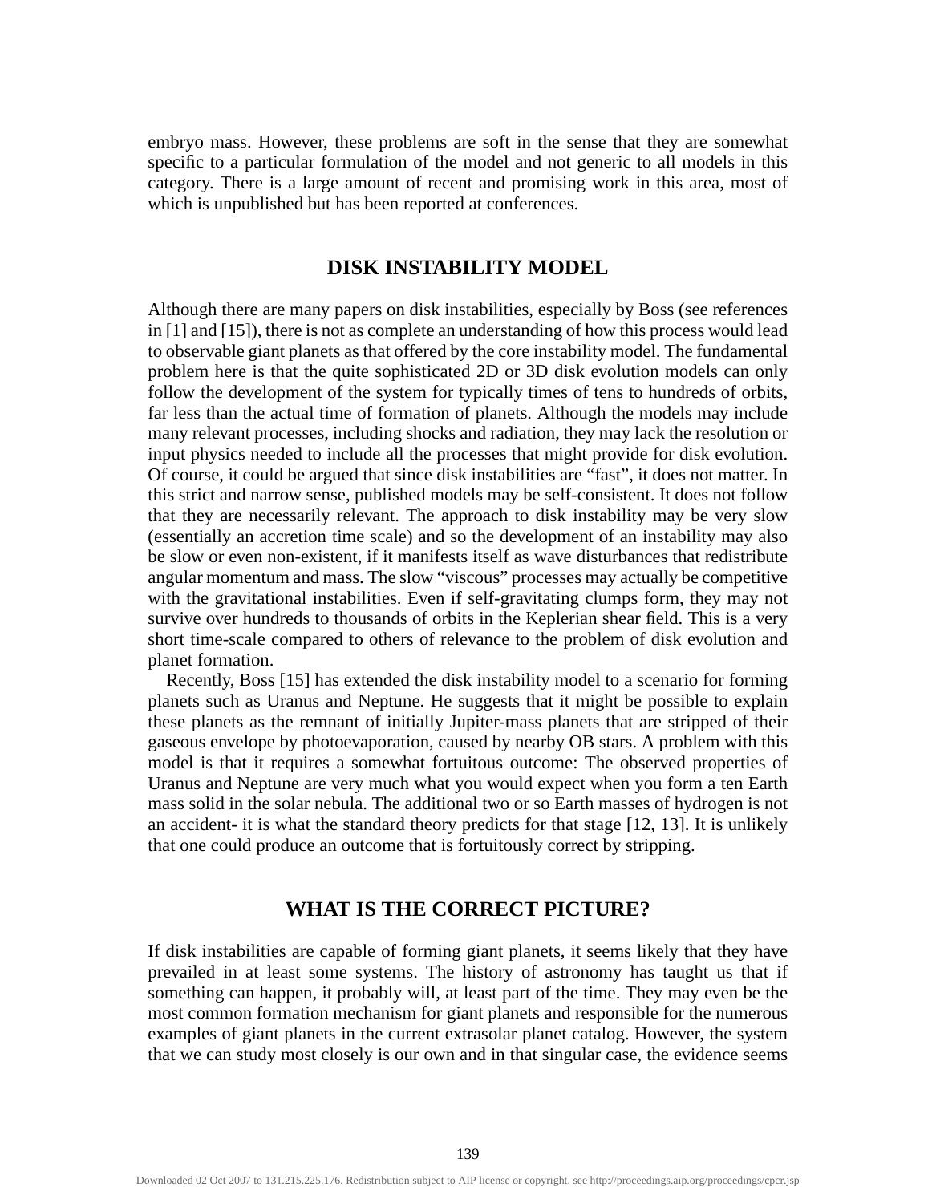embryo mass. However, these problems are soft in the sense that they are somewhat specific to a particular formulation of the model and not generic to all models in this category. There is a large amount of recent and promising work in this area, most of which is unpublished but has been reported at conferences.

## DISK INSTABILITY MODEL

Although there are many papers on disk instabilities, especially by Boss (see references in [1] and [15]), there is not as complete an understanding of how this process would lead to observable giant planets as that offered by the core instability model. The fundamental problem here is that the quite sophisticated 2D or 3D disk evolution models can only follow the development of the system for typically times of tens to hundreds of orbits, far less than the actual time of formation of planets. Although the models may include many relevant processes, including shocks and radiation, they may lack the resolution or input physics needed to include all the processes that might provide for disk evolution. Of course, it could be argued that since disk instabilities are "fast", it does not matter. In this strict and narrow sense, published models may be self-consistent. It does not follow that they are necessarily relevant. The approach to disk instability may be very slow (essentially an accretion time scale) and so the development of an instability may also be slow or even non-existent, if it manifests itself as wave disturbances that redistribute angular momentum and mass. The slow "viscous" processes may actually be competitive with the gravitational instabilities. Even if self-gravitating clumps form, they may not survive over hundreds to thousands of orbits in the Keplerian shear field. This is a very short time-scale compared to others of relevance to the problem of disk evolution and planet formation.

Recently, Boss [15] has extended the disk instability model to a scenario for forming planets such as Uranus and Neptune. He suggests that it might be possible to explain these planets as the remnant of initially Jupiter-mass planets that are stripped of their gaseous envelope by photoevaporation, caused by nearby OB stars. A problem with this model is that it requires a somewhat fortuitous outcome: The observed properties of Uranus and Neptune are very much what you would expect when you form a ten Earth mass solid in the solar nebula. The additional two or so Earth masses of hydrogen is not an accident- it is what the standard theory predicts for that stage [12, 13]. It is unlikely that one could produce an outcome that is fortuitously correct by stripping.

## WHAT IS THE CORRECT PICTURE?

If disk instabilities are capable of forming giant planets, it seems likely that they have prevailed in at least some systems. The history of astronomy has taught us that if something can happen, it probably will, at least part of the time. They may even be the most common formation mechanism for giant planets and responsible for the numerous examples of giant planets in the current extrasolar planet catalog. However, the system that we can study most closely is our own and in that singular case, the evidence seems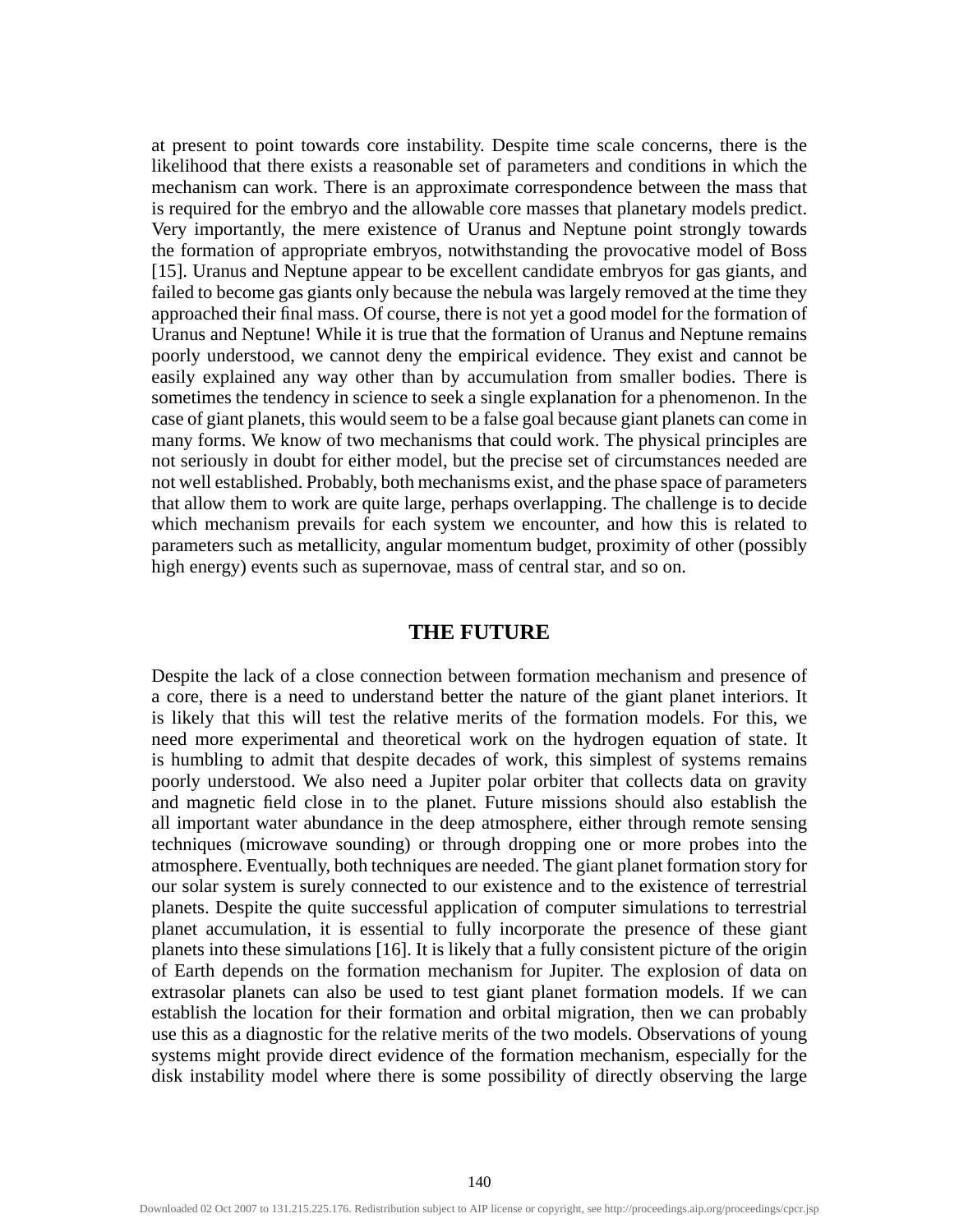at present to point towards core instability. Despite time scale concerns, there is the likelihood that there exists a reasonable set of parameters and conditions in which the mechanism can work. There is an approximate correspondence between the mass that is required for the embryo and the allowable core masses that planetary models predict. Very importantly, the mere existence of Uranus and Neptune point strongly towards the formation of appropriate embryos, notwithstanding the provocative model of Boss [15]. Uranus and Neptune appear to be excellent candidate embryos for gas giants, and failed to become gas giants only because the nebula was largely removed at the time they approached their final mass. Of course, there is not yet a good model for the formation of Uranus and Neptune! While it is true that the formation of Uranus and Neptune remains poorly understood, we cannot deny the empirical evidence. They exist and cannot be easily explained any way other than by accumulation from smaller bodies. There is sometimes the tendency in science to seek a single explanation for a phenomenon. In the case of giant planets, this would seem to be a false goal because giant planets can come in many forms. We know of two mechanisms that could work. The physical principles are not seriously in doubt for either model, but the precise set of circumstances needed are not well established. Probably, both mechanisms exist, and the phase space of parameters that allow them to work are quite large, perhaps overlapping. The challenge is to decide which mechanism prevails for each system we encounter, and how this is related to parameters such as metallicity, angular momentum budget, proximity of other (possibly high energy) events such as supernovae, mass of central star, and so on.

## THE FUTURE

Despite the lack of a close connection between formation mechanism and presence of a core, there is a need to understand better the nature of the giant planet interiors. It is likely that this will test the relative merits of the formation models. For this, we need more experimental and theoretical work on the hydrogen equation of state. It is humbling to admit that despite decades of work, this simplest of systems remains poorly understood. We also need a Jupiter polar orbiter that collects data on gravity and magnetic field close in to the planet. Future missions should also establish the all important water abundance in the deep atmosphere, either through remote sensing techniques (microwave sounding) or through dropping one or more probes into the atmosphere. Eventually, both techniques are needed. The giant planet formation story for our solar system is surely connected to our existence and to the existence of terrestrial planets. Despite the quite successful application of computer simulations to terrestrial planet accumulation, it is essential to fully incorporate the presence of these giant planets into these simulations [16]. It is likely that a fully consistent picture of the origin of Earth depends on the formation mechanism for Jupiter. The explosion of data on extrasolar planets can also be used to test giant planet formation models. If we can establish the location for their formation and orbital migration, then we can probably use this as a diagnostic for the relative merits of the two models. Observations of young systems might provide direct evidence of the formation mechanism, especially for the disk instability model where there is some possibility of directly observing the large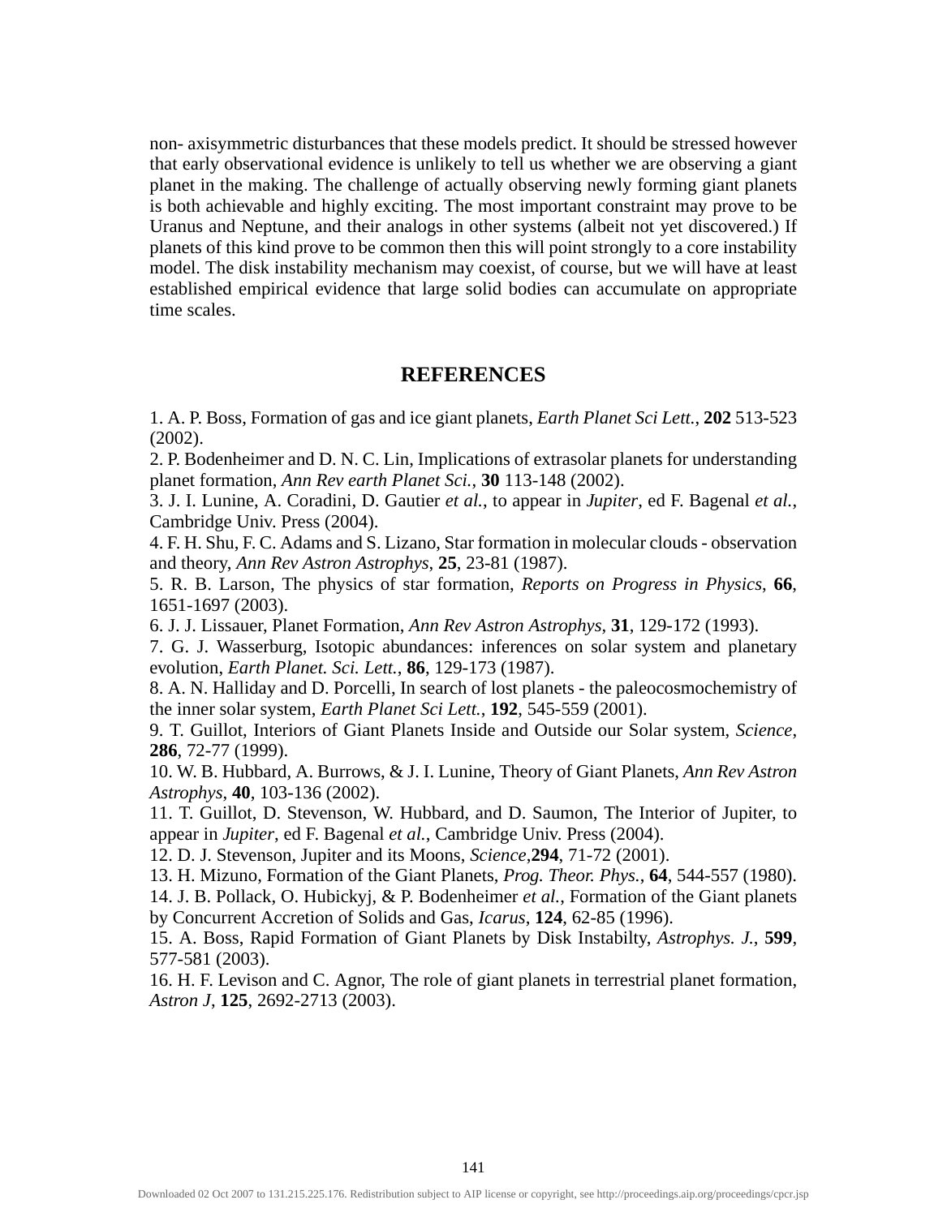non- axisymmetric disturbances that these models predict. It should be stressed however that early observational evidence is unlikely to tell us whether we are observing a giant planet in the making. The challenge of actually observing newly forming giant planets is both achievable and highly exciting. The most important constraint may prove to be Uranus and Neptune, and their analogs in other systems (albeit not yet discovered.) If planets of this kind prove to be common then this will point strongly to a core instability model. The disk instability mechanism may coexist, of course, but we will have at least established empirical evidence that large solid bodies can accumulate on appropriate time scales.

## REFERENCES

1. A. P. Boss, Formation of gas and ice giant planets, *Earth Planet Sci Lett.*, **202** 513-523 (2002).
2. P. Bodenheimer and D. N. C. Lin, Implications of extrasolar planets for understanding planet formation, *Ann Rev earth Planet Sci.*, **30** 113-148 (2002).
3. J. I. Lunine, A. Coradini, D. Gautier *et al.*, to appear in *Jupiter*, ed F. Bagenal *et al.*, Cambridge Univ. Press (2004).
4. F. H. Shu, F. C. Adams and S. Lizano, Star formation in molecular clouds - observation and theory, *Ann Rev Astron Astrophys*, **25**, 23-81 (1987).
5. R. B. Larson, The physics of star formation, *Reports on Progress in Physics*, **66**, 1651-1697 (2003).
6. J. J. Lissauer, Planet Formation, *Ann Rev Astron Astrophys*, **31**, 129-172 (1993).
7. G. J. Wasserburg, Isotopic abundances: inferences on solar system and planetary evolution, *Earth Planet. Sci. Lett.*, **86**, 129-173 (1987).
8. A. N. Halliday and D. Porcelli, In search of lost planets - the paleocosmochemistry of the inner solar system, *Earth Planet Sci Lett.*, **192**, 545-559 (2001).
9. T. Guillot, Interiors of Giant Planets Inside and Outside our Solar system, *Science*, **286**, 72-77 (1999).
10. W. B. Hubbard, A. Burrows, & J. I. Lunine, Theory of Giant Planets, *Ann Rev Astron Astrophys*, **40**, 103-136 (2002).
11. T. Guillot, D. Stevenson, W. Hubbard, and D. Saumon, The Interior of Jupiter, to appear in *Jupiter*, ed F. Bagenal *et al.*, Cambridge Univ. Press (2004).
12. D. J. Stevenson, Jupiter and its Moons, *Science*,**294**, 71-72 (2001).
13. H. Mizuno, Formation of the Giant Planets, *Prog. Theor. Phys.*, **64**, 544-557 (1980).
14. J. B. Pollack, O. Hubickyj, & P. Bodenheimer *et al.*, Formation of the Giant planets by Concurrent Accretion of Solids and Gas, *Icarus*, **124**, 62-85 (1996).
15. A. Boss, Rapid Formation of Giant Planets by Disk Instabilty, *Astrophys. J.*, **599**, 577-581 (2003).
16. H. F. Levison and C. Agnor, The role of giant planets in terrestrial planet formation, *Astron J*, **125**, 2692-2713 (2003).

Downloaded 02 Oct 2007 to 131.215.225.176. Redistribution subject to AIP license or copyright, see http://proceedings.aip.org/proceedings/cpcr.jsp